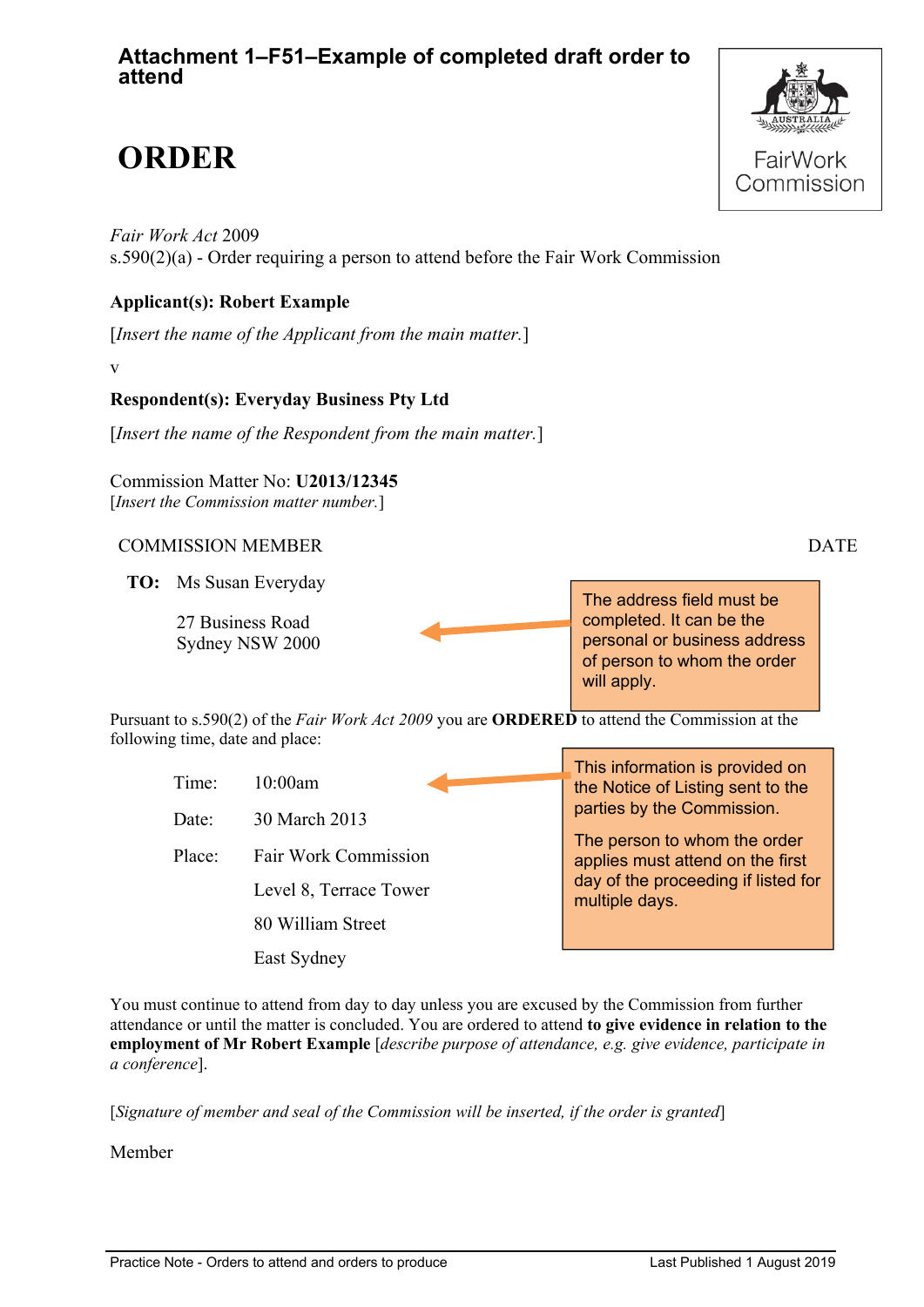## Attachment 1–F51–Example of completed draft order to attend

# ORDER

*Fair Work Act* 2009
s.590(2)(a) - Order requiring a person to attend before the Fair Work Commission

**Applicant(s): Robert Example**

[*Insert the name of the Applicant from the main matter.*]

v

**Respondent(s): Everyday Business Pty Ltd**

[*Insert the Respondent from the main matter.*]

Commission Matter No: **U2013/12345**
[*Insert the Commission matter number.*]

COMMISSION MEMBER DATE

**TO:** Ms Susan Everyday

27 Business Road
Sydney NSW 2000

> The address field must be completed. It can be the personal or business address of person to whom the order will apply.

Pursuant to s.590(2) of the *Fair Work Act 2009* you are **ORDERED** to attend the Commission at the following time, date and place:

Time: 10:00am

Date: 30 March 2013

Place: Fair Work Commission
Level 8, Terrace Tower
80 William Street
East Sydney

> This information is provided on the Notice of Listing sent to the parties by the Commission.
>
> The person to whom the order applies must attend on the first day of the proceeding if listed for multiple days.

You must continue to attend from day to day unless you are excused by the Commission from further attendance or until the matter is concluded. You are ordered to attend **to give evidence in relation to the employment of Mr Robert Example** [*describe purpose of attendance, e.g. give evidence, participate in a conference*].

[*Signature of member and seal of the Commission will be inserted, if the order is granted*]

Member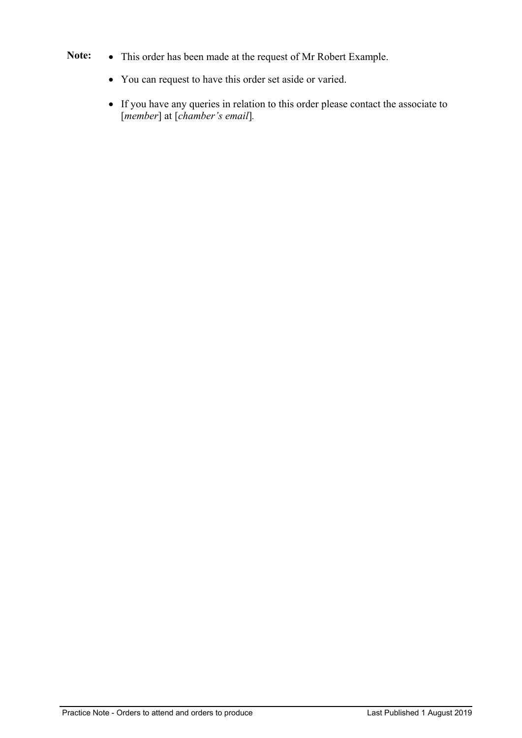**Note:**

- This order has been made at the request of Mr Robert Example.
- You can request to have this order set aside or varied.
- If you have any queries in relation to this order please contact the associate to [*member*] at [*chamber's email*].